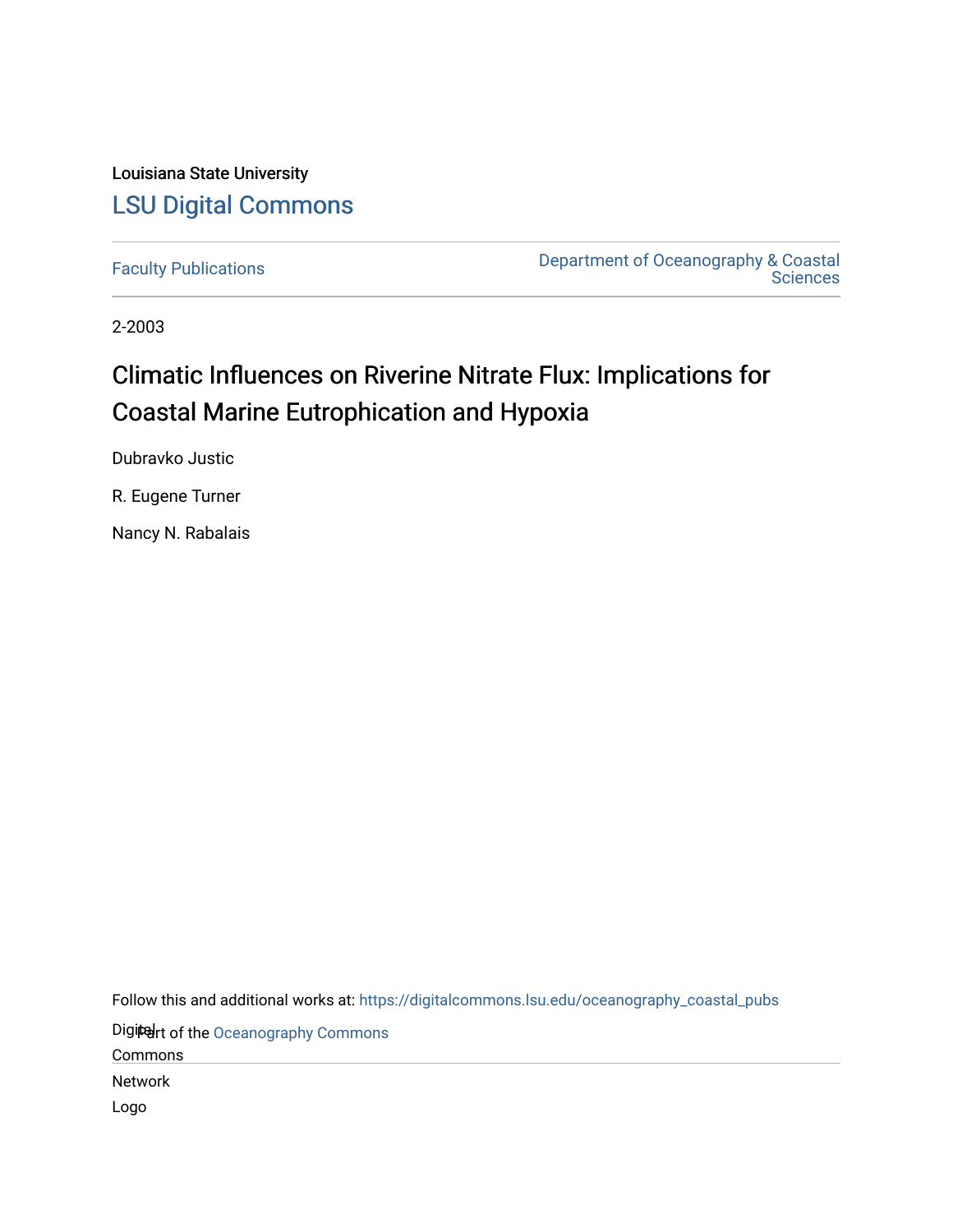Louisiana State University

# LSU Digital Commons

Faculty Publications | Department of Oceanography & Coastal Sciences

2-2003

## Climatic Influences on Riverine Nitrate Flux: Implications for Coastal Marine Eutrophication and Hypoxia

Dubravko Justic

R. Eugene Turner

Nancy N. Rabalais

Follow this and additional works at: https://digitalcommons.lsu.edu/oceanography_coastal_pubs

Part of the Oceanography Commons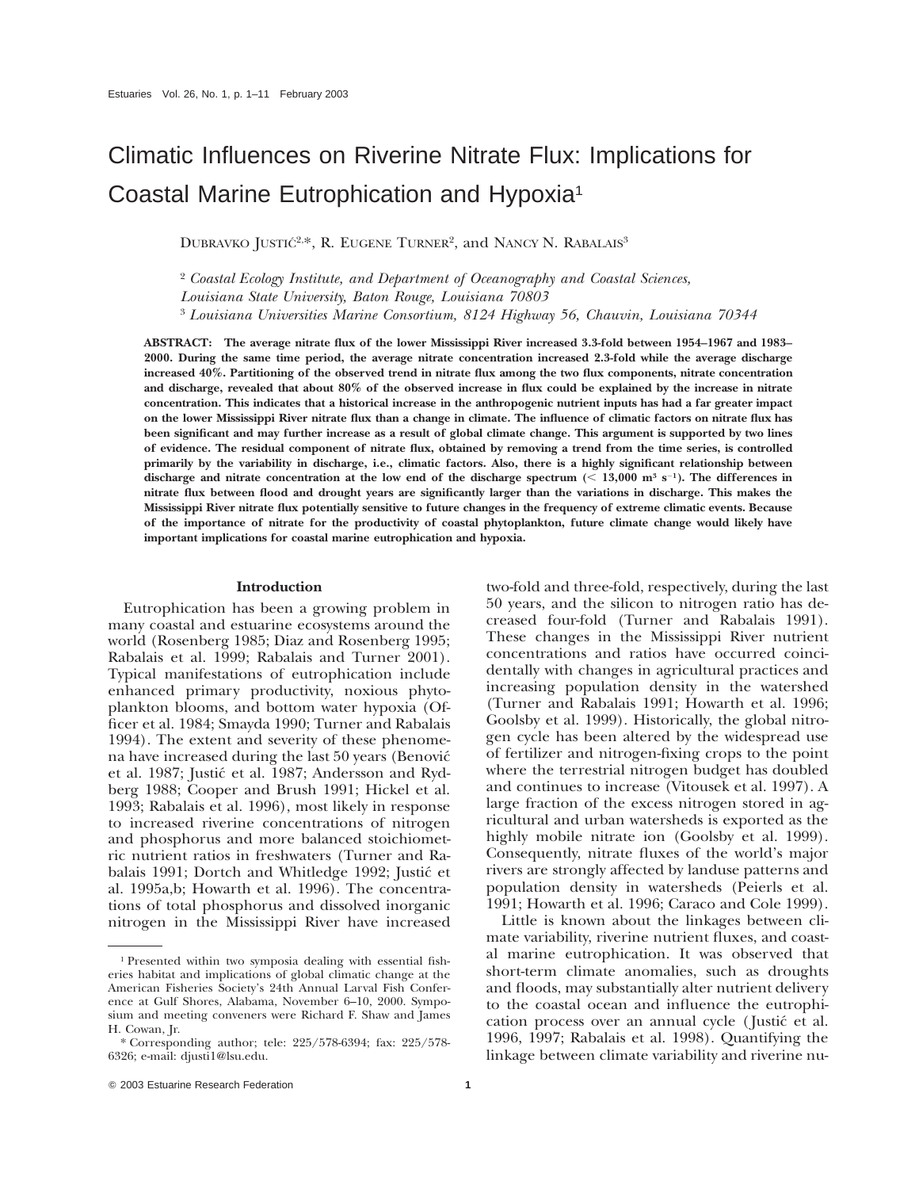# Climatic Influences on Riverine Nitrate Flux: Implications for Coastal Marine Eutrophication and Hypoxia[1]

DUBRAVKO JUSTIĆ[2,*], R. EUGENE TURNER[2], and NANCY N. RABALAIS[3]

[2] *Coastal Ecology Institute, and Department of Oceanography and Coastal Sciences, Louisiana State University, Baton Rouge, Louisiana 70803*

[3] *Louisiana Universities Marine Consortium, 8124 Highway 56, Chauvin, Louisiana 70344*

**ABSTRACT: The average nitrate flux of the lower Mississippi River increased 3.3-fold between 1954–1967 and 1983–2000. During the same time period, the average nitrate concentration increased 2.3-fold while the average discharge increased 40%. Partitioning of the observed trend in nitrate flux among the two flux components, nitrate concentration and discharge, revealed that about 80% of the observed increase in flux could be explained by the increase in nitrate concentration. This indicates that a historical increase in the anthropogenic nutrient inputs has had a far greater impact on the lower Mississippi River nitrate flux than a change in climate. The influence of climatic factors on nitrate flux has been significant and may further increase as a result of global climate change. This argument is supported by two lines of evidence. The residual component of nitrate flux, obtained by removing a trend from the time series, is controlled primarily by the variability in discharge, i.e., climatic factors. Also, there is a highly significant relationship between discharge and nitrate concentration at the low end of the discharge spectrum (< 13,000 $m^3 s^{-1}$). The differences in nitrate flux between flood and drought years are significantly larger than the variations in discharge. This makes the Mississippi River nitrate flux potentially sensitive to future changes in the frequency of extreme climatic events. Because of the importance of nitrate for the productivity of coastal phytoplankton, future climate change would likely have important implications for coastal marine eutrophication and hypoxia.**

## Introduction

Eutrophication has been a growing problem in many coastal and estuarine ecosystems around the world (Rosenberg 1985; Diaz and Rosenberg 1995; Rabalais et al. 1999; Rabalais and Turner 2001). Typical manifestations of eutrophication include enhanced primary productivity, noxious phytoplankton blooms, and bottom water hypoxia (Officer et al. 1984; Smayda 1990; Turner and Rabalais 1994). The extent and severity of these phenomena have increased during the last 50 years (Benović et al. 1987; Justić et al. 1987; Andersson and Rydberg 1988; Cooper and Brush 1991; Hickel et al. 1993; Rabalais et al. 1996), most likely in response to increased riverine concentrations of nitrogen and phosphorus and more balanced stoichiometric nutrient ratios in freshwaters (Turner and Rabalais 1991; Dortch and Whitledge 1992; Justić et al. 1995a,b; Howarth et al. 1996). The concentrations of total phosphorus and dissolved inorganic nitrogen in the Mississippi River have increased two-fold and three-fold, respectively, during the last 50 years, and the silicon to nitrogen ratio has decreased four-fold (Turner and Rabalais 1991). These changes in the Mississippi River nutrient concentrations and ratios have occurred coincidentally with changes in agricultural practices and increasing population density in the watershed (Turner and Rabalais 1991; Howarth et al. 1996; Goolsby et al. 1999). Historically, the global nitrogen cycle has been altered by the widespread use of fertilizer and nitrogen-fixing crops to the point where the terrestrial nitrogen budget has doubled and continues to increase (Vitousek et al. 1997). A large fraction of the excess nitrogen stored in agricultural and urban watersheds is exported as the highly mobile nitrate ion (Goolsby et al. 1999). Consequently, nitrate fluxes of the world's major rivers are strongly affected by landuse patterns and population density in watersheds (Peierls et al. 1991; Howarth et al. 1996; Caraco and Cole 1999).

Little is known about the linkages between climate variability, riverine nutrient fluxes, and coastal marine eutrophication. It was observed that short-term climate anomalies, such as droughts and floods, may substantially alter nutrient delivery to the coastal ocean and influence the eutrophication process over an annual cycle (Justić et al. 1996, 1997; Rabalais et al. 1998). Quantifying the linkage between climate variability and riverine nu-

[1] Presented within two symposia dealing with essential fisheries habitat and implications of global climatic change at the American Fisheries Society's 24th Annual Larval Fish Conference at Gulf Shores, Alabama, November 6–10, 2000. Symposium and meeting conveners were Richard F. Shaw and James H. Cowan, Jr.

\* Corresponding author; tele: 225/578-6394; fax: 225/578-6326; e-mail: djusti1@lsu.edu.

© 2003 Estuarine Research Federation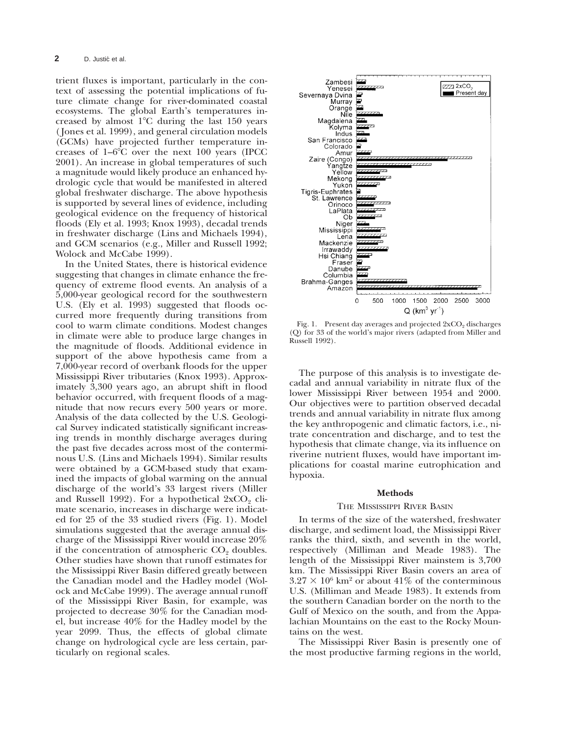trient fluxes is important, particularly in the context of assessing the potential implications of future climate change for river-dominated coastal ecosystems. The global Earth's temperatures increased by almost 1°C during the last 150 years (Jones et al. 1999), and general circulation models (GCMs) have projected further temperature increases of 1–6°C over the next 100 years (IPCC 2001). An increase in global temperatures of such a magnitude would likely produce an enhanced hydrologic cycle that would be manifested in altered global freshwater discharge. The above hypothesis is supported by several lines of evidence, including geological evidence on the frequency of historical floods (Ely et al. 1993; Knox 1993), decadal trends in freshwater discharge (Lins and Michaels 1994), and GCM scenarios (e.g., Miller and Russell 1992; Wolock and McCabe 1999).

In the United States, there is historical evidence suggesting that changes in climate enhance the frequency of extreme flood events. An analysis of a 5,000-year geological record for the southwestern U.S. (Ely et al. 1993) suggested that floods occurred more frequently during transitions from cool to warm climate conditions. Modest changes in climate were able to produce large changes in the magnitude of floods. Additional evidence in support of the above hypothesis came from a 7,000-year record of overbank floods for the upper Mississippi River tributaries (Knox 1993). Approximately 3,300 years ago, an abrupt shift in flood behavior occurred, with frequent floods of a magnitude that now recurs every 500 years or more. Analysis of the data collected by the U.S. Geological Survey indicated statistically significant increasing trends in monthly discharge averages during the past five decades across most of the conterminous U.S. (Lins and Michaels 1994). Similar results were obtained by a GCM-based study that examined the impacts of global warming on the annual discharge of the world's 33 largest rivers (Miller and Russell 1992). For a hypothetical $2xCO_2$ climate scenario, increases in discharge were indicated for 25 of the 33 studied rivers (Fig. 1). Model simulations suggested that the average annual discharge of the Mississippi River would increase 20% if the concentration of atmospheric $CO_2$ doubles. Other studies have shown that runoff estimates for the Mississippi River Basin differed greatly between the Canadian model and the Hadley model (Wolock and McCabe 1999). The average annual runoff of the Mississippi River Basin, for example, was projected to decrease 30% for the Canadian model, but increase 40% for the Hadley model by the year 2099. Thus, the effects of global climate change on hydrological cycle are less certain, particularly on regional scales.

Fig. 1. Present day averages and projected $2xCO_2$ discharges (Q) for 33 of the world's major rivers (adapted from Miller and Russell 1992).

The purpose of this analysis is to investigate decadal and annual variability in nitrate flux of the lower Mississippi River between 1954 and 2000. Our objectives were to partition observed decadal trends and annual variability in nitrate flux among the key anthropogenic and climatic factors, i.e., nitrate concentration and discharge, and to test the hypothesis that climate change, via its influence on riverine nutrient fluxes, would have important implications for coastal marine eutrophication and hypoxia.

## Methods

### The Mississippi River Basin

In terms of the size of the watershed, freshwater discharge, and sediment load, the Mississippi River ranks the third, sixth, and seventh in the world, respectively (Milliman and Meade 1983). The length of the Mississippi River mainstem is 3,700 km. The Mississippi River Basin covers an area of $3.27 \times 10^6$ km$^2$ or about 41% of the conterminous U.S. (Milliman and Meade 1983). It extends from the southern Canadian border on the north to the Gulf of Mexico on the south, and from the Appalachian Mountains on the east to the Rocky Mountains on the west.

The Mississippi River Basin is presently one of the most productive farming regions in the world,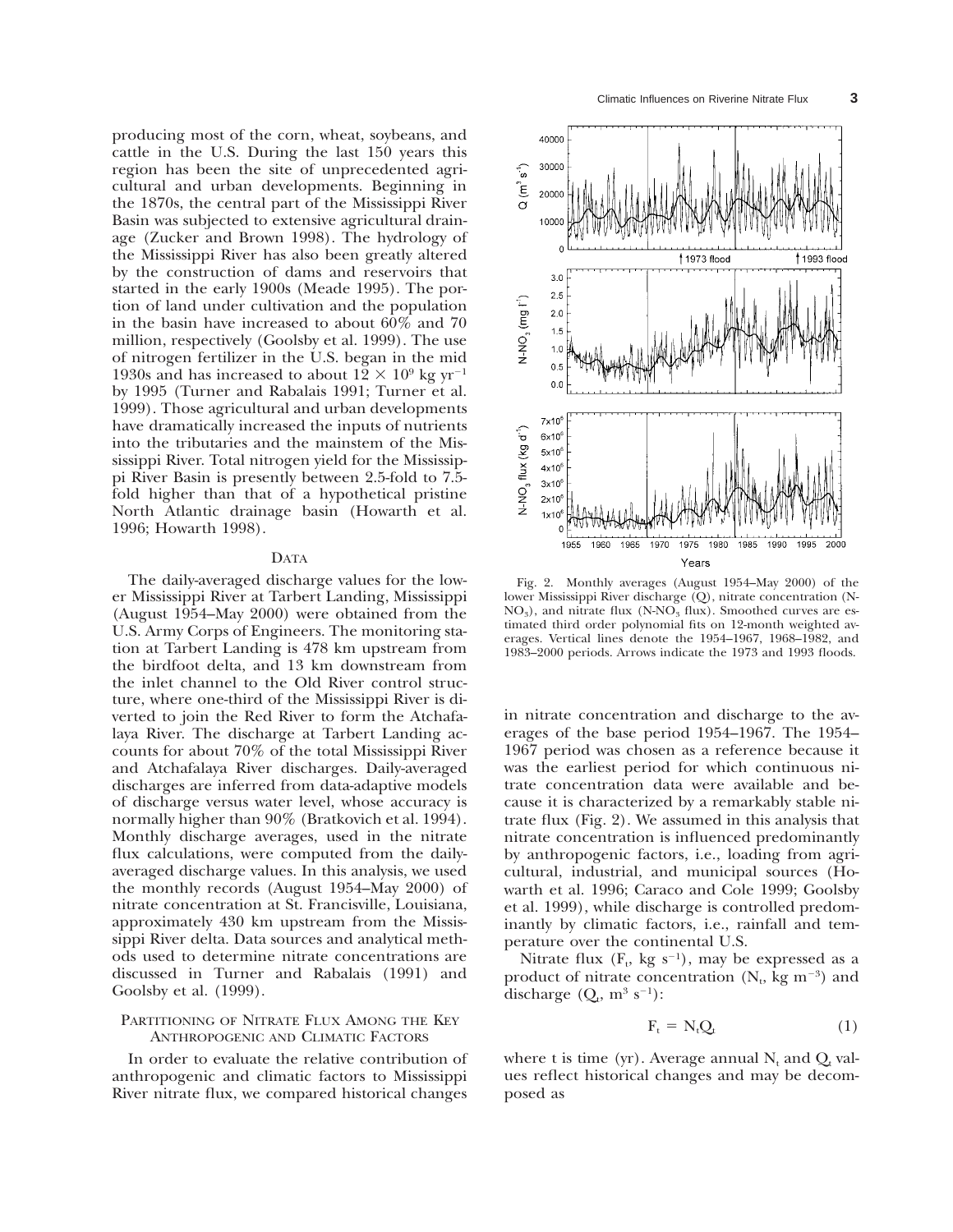producing most of the corn, wheat, soybeans, and cattle in the U.S. During the last 150 years this region has been the site of unprecedented agricultural and urban developments. Beginning in the 1870s, the central part of the Mississippi River Basin was subjected to extensive agricultural drainage (Zucker and Brown 1998). The hydrology of the Mississippi River has also been greatly altered by the construction of dams and reservoirs that started in the early 1900s (Meade 1995). The portion of land under cultivation and the population in the basin have increased to about 60% and 70 million, respectively (Goolsby et al. 1999). The use of nitrogen fertilizer in the U.S. began in the mid 1930s and has increased to about $12 \times 10^9$ kg yr$^{-1}$ by 1995 (Turner and Rabalais 1991; Turner et al. 1999). Those agricultural and urban developments have dramatically increased the inputs of nutrients into the tributaries and the mainstem of the Mississippi River. Total nitrogen yield for the Mississippi River Basin is presently between 2.5-fold to 7.5-fold higher than that of a hypothetical pristine North Atlantic drainage basin (Howarth et al. 1996; Howarth 1998).

## Data

The daily-averaged discharge values for the lower Mississippi River at Tarbert Landing, Mississippi (August 1954–May 2000) were obtained from the U.S. Army Corps of Engineers. The monitoring station at Tarbert Landing is 478 km upstream from the birdfoot delta, and 13 km downstream from the inlet channel to the Old River control structure, where one-third of the Mississippi River is diverted to join the Red River to form the Atchafalaya River. The discharge at Tarbert Landing accounts for about 70% of the total Mississippi River and Atchafalaya River discharges. Daily-averaged discharges are inferred from data-adaptive models of discharge versus water level, whose accuracy is normally higher than 90% (Bratkovich et al. 1994). Monthly discharge averages, used in the nitrate flux calculations, were computed from the daily-averaged discharge values. In this analysis, we used the monthly records (August 1954–May 2000) of nitrate concentration at St. Francisville, Louisiana, approximately 430 km upstream from the Mississippi River delta. Data sources and analytical methods used to determine nitrate concentrations are discussed in Turner and Rabalais (1991) and Goolsby et al. (1999).

## Partitioning of Nitrate Flux Among the Key Anthropogenic and Climatic Factors

In order to evaluate the relative contribution of anthropogenic and climatic factors to Mississippi River nitrate flux, we compared historical changes in nitrate concentration and discharge to the averages of the base period 1954–1967. The 1954–1967 period was chosen as a reference because it was the earliest period for which continuous nitrate concentration data were available and because it is characterized by a remarkably stable nitrate flux (Fig. 2). We assumed in this analysis that nitrate concentration is influenced predominantly by anthropogenic factors, i.e., loading from agricultural, industrial, and municipal sources (Howarth et al. 1996; Caraco and Cole 1999; Goolsby et al. 1999), while discharge is controlled predominantly by climatic factors, i.e., rainfall and temperature over the continental U.S.

Fig. 2. Monthly averages (August 1954–May 2000) of the lower Mississippi River discharge (Q), nitrate concentration (N-$NO_3$), and nitrate flux (N-$NO_3$ flux). Smoothed curves are estimated third order polynomial fits on 12-month weighted averages. Vertical lines denote the 1954–1967, 1968–1982, and 1983–2000 periods. Arrows indicate the 1973 and 1993 floods.

Nitrate flux ($F_t$, kg s$^{-1}$), may be expressed as a product of nitrate concentration ($N_t$, kg m$^{-3}$) and discharge ($Q_t$, m$^3$ s$^{-1}$):

$$F_t = N_t Q_t \tag{1}$$

where t is time (yr). Average annual $N_t$ and $Q_t$ values reflect historical changes and may be decomposed as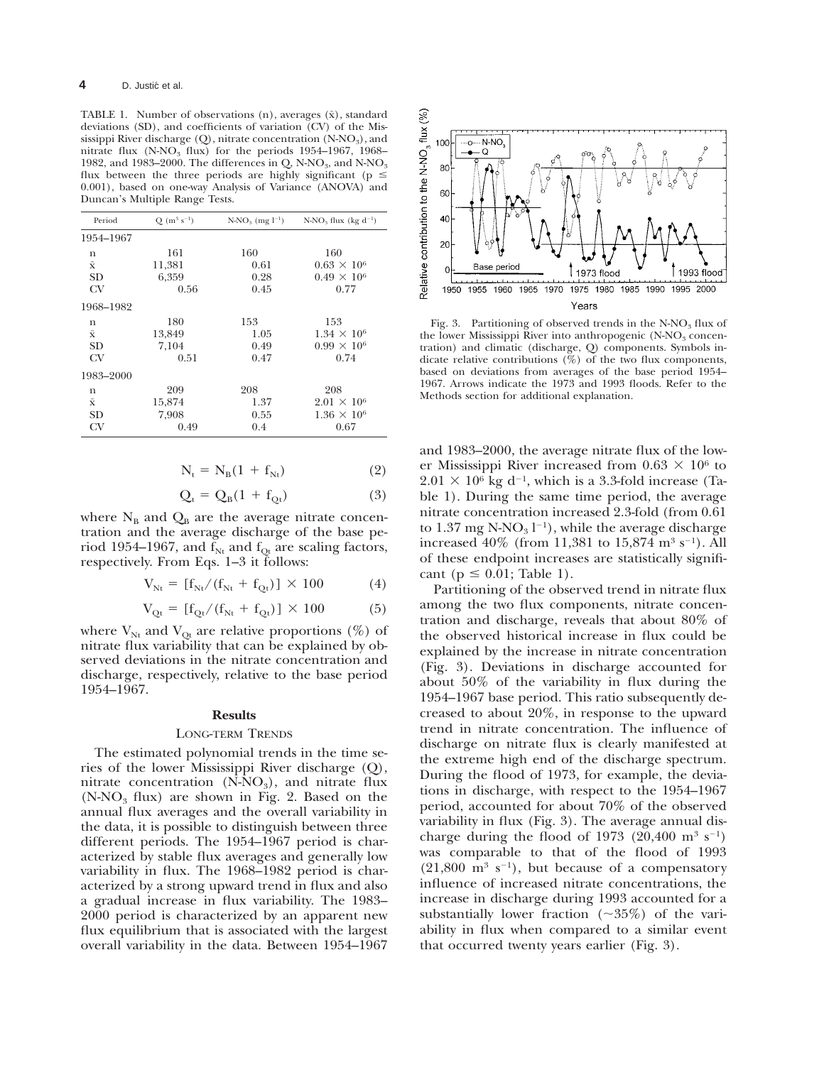TABLE 1. Number of observations (n), averages ($\bar{x}$), standard deviations (SD), and coefficients of variation (CV) of the Mississippi River discharge (Q), nitrate concentration ($N\text{-}NO_3$), and nitrate flux ($N\text{-}NO_3$ flux) for the periods 1954–1967, 1968–1982, and 1983–2000. The differences in Q, $N\text{-}NO_3$, and $N\text{-}NO_3$ flux between the three periods are highly significant ($p \leq 0.001$), based on one-way Analysis of Variance (ANOVA) and Duncan's Multiple Range Tests.

| Period | Q ($m^3 s^{-1}$) | $N\text{-}NO_3$ ($mg\ l^{-1}$) | $N\text{-}NO_3$ flux ($kg\ d^{-1}$) |
|---|---|---|---|
| 1954–1967 | | | |
| n | 161 | 160 | 160 |
| $\bar{x}$ | 11,381 | 0.61 | $0.63 \times 10^6$ |
| SD | 6,359 | 0.28 | $0.49 \times 10^6$ |
| CV | 0.56 | 0.45 | 0.77 |
| 1968–1982 | | | |
| n | 180 | 153 | 153 |
| $\bar{x}$ | 13,849 | 1.05 | $1.34 \times 10^6$ |
| SD | 7,104 | 0.49 | $0.99 \times 10^6$ |
| CV | 0.51 | 0.47 | 0.74 |
| 1983–2000 | | | |
| n | 209 | 208 | 208 |
| $\bar{x}$ | 15,874 | 1.37 | $2.01 \times 10^6$ |
| SD | 7,908 | 0.55 | $1.36 \times 10^6$ |
| CV | 0.49 | 0.4 | 0.67 |

$$N_t = N_B(1 + f_{Nt}) \tag{2}$$

$$Q_t = Q_B(1 + f_{Qt}) \tag{3}$$

where $N_B$ and $Q_B$ are the average nitrate concentration and the average discharge of the base period 1954–1967, and $f_{Nt}$ and $f_{Qt}$ are scaling factors, respectively. From Eqs. 1–3 it follows:

$$V_{Nt} = [f_{Nt}/(f_{Nt} + f_{Qt})] \times 100 \tag{4}$$

$$V_{Qt} = [f_{Qt}/(f_{Nt} + f_{Qt})] \times 100 \tag{5}$$

where $V_{Nt}$ and $V_{Qt}$ are relative proportions (%) of nitrate flux variability that can be explained by observed deviations in the nitrate concentration and discharge, respectively, relative to the base period 1954–1967.

## Results

### LONG-TERM TRENDS

The estimated polynomial trends in the time series of the lower Mississippi River discharge (Q), nitrate concentration ($N\text{-}NO_3$), and nitrate flux ($N\text{-}NO_3$ flux) are shown in Fig. 2. Based on the annual flux averages and the overall variability in the data, it is possible to distinguish between three different periods. The 1954–1967 period is characterized by stable flux averages and generally low variability in flux. The 1968–1982 period is characterized by a strong upward trend in flux and also a gradual increase in flux variability. The 1983–2000 period is characterized by an apparent new flux equilibrium that is associated with the largest overall variability in the data. Between 1954–1967 and 1983–2000, the average nitrate flux of the lower Mississippi River increased from $0.63 \times 10^6$ to $2.01 \times 10^6$ kg $d^{-1}$, which is a 3.3-fold increase (Table 1). During the same time period, the average nitrate concentration increased 2.3-fold (from 0.61 to 1.37 mg $N\text{-}NO_3\ l^{-1}$), while the average discharge increased 40% (from 11,381 to 15,874 $m^3 s^{-1}$). All of these endpoint increases are statistically significant ($p \leq 0.01$; Table 1).

Fig. 3. Partitioning of observed trends in the $N\text{-}NO_3$ flux of the lower Mississippi River into anthropogenic ($N\text{-}NO_3$ concentration) and climatic (discharge, Q) components. Symbols indicate relative contributions (%) of the two flux components, based on deviations from averages of the base period 1954–1967. Arrows indicate the 1973 and 1993 floods. Refer to the Methods section for additional explanation.

Partitioning of the observed trend in nitrate flux among the two flux components, nitrate concentration and discharge, reveals that about 80% of the observed historical increase in flux could be explained by the increase in nitrate concentration (Fig. 3). Deviations in discharge accounted for about 50% of the variability in flux during the 1954–1967 base period. This ratio subsequently decreased to about 20%, in response to the upward trend in nitrate concentration. The influence of discharge on nitrate flux is clearly manifested at the extreme high end of the discharge spectrum. During the flood of 1973, for example, the deviations in discharge, with respect to the 1954–1967 period, accounted for about 70% of the observed variability in flux (Fig. 3). The average annual discharge during the flood of 1973 (20,400 $m^3 s^{-1}$) was comparable to that of the flood of 1993 (21,800 $m^3 s^{-1}$), but because of a compensatory influence of increased nitrate concentrations, the increase in discharge during 1993 accounted for a substantially lower fraction (~35%) of the variability in flux when compared to a similar event that occurred twenty years earlier (Fig. 3).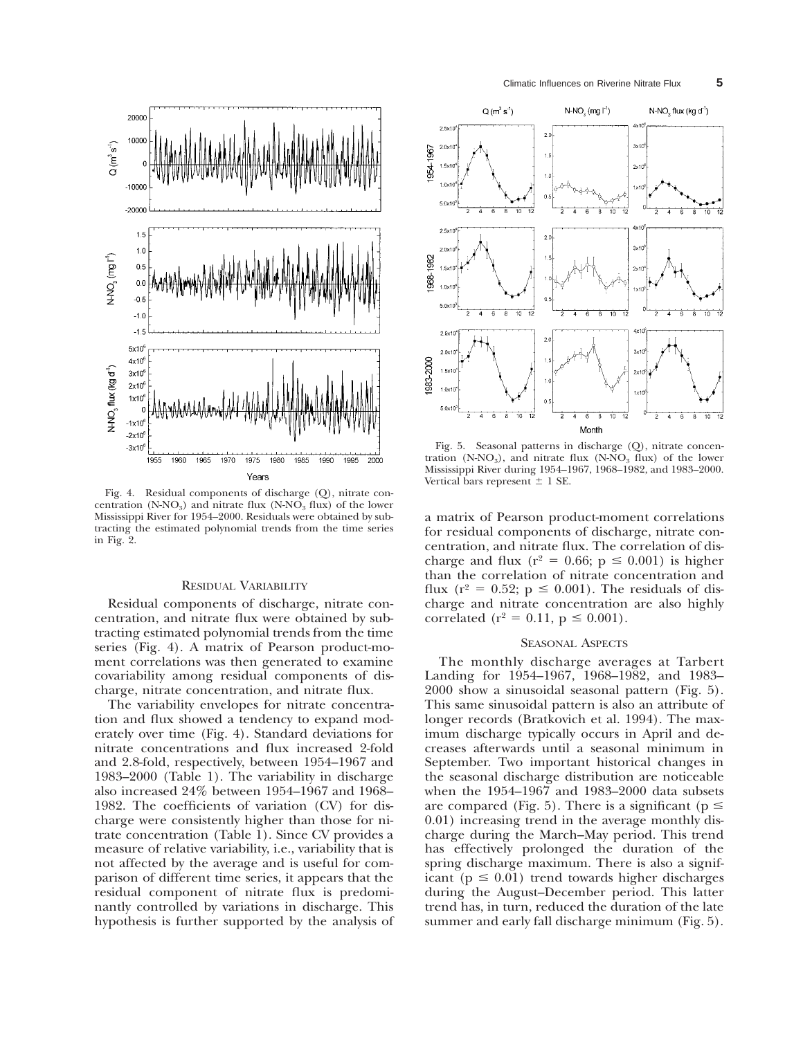Fig. 4. Residual components of discharge (Q), nitrate concentration ($N\text{-}NO_3$) and nitrate flux ($N\text{-}NO_3$ flux) of the lower Mississippi River for 1954–2000. Residuals were obtained by subtracting the estimated polynomial trends from the time series in Fig. 2.

Fig. 5. Seasonal patterns in discharge (Q), nitrate concentration ($N\text{-}NO_3$), and nitrate flux ($N\text{-}NO_3$ flux) of the lower Mississippi River during 1954–1967, 1968–1982, and 1983–2000. Vertical bars represent ± 1 SE.

## Residual Variability

Residual components of discharge, nitrate concentration, and nitrate flux were obtained by subtracting estimated polynomial trends from the time series (Fig. 4). A matrix of Pearson product-moment correlations was then generated to examine covariability among residual components of discharge, nitrate concentration, and nitrate flux.

The variability envelopes for nitrate concentration and flux showed a tendency to expand moderately over time (Fig. 4). Standard deviations for nitrate concentrations and flux increased 2-fold and 2.8-fold, respectively, between 1954–1967 and 1983–2000 (Table 1). The variability in discharge also increased 24% between 1954–1967 and 1968–1982. The coefficients of variation (CV) for discharge were consistently higher than those for nitrate concentration (Table 1). Since CV provides a measure of relative variability, i.e., variability that is not affected by the average and is useful for comparison of different time series, it appears that the residual component of nitrate flux is predominantly controlled by variations in discharge. This hypothesis is further supported by the analysis of a matrix of Pearson product-moment correlations for residual components of discharge, nitrate concentration, and nitrate flux. The correlation of discharge and flux ($r^2 = 0.66$; $p \leq 0.001$) is higher than the correlation of nitrate concentration and flux ($r^2 = 0.52$; $p \leq 0.001$). The residuals of discharge and nitrate concentration are also highly correlated ($r^2 = 0.11$, $p \leq 0.001$).

## Seasonal Aspects

The monthly discharge averages at Tarbert Landing for 1954–1967, 1968–1982, and 1983–2000 show a sinusoidal seasonal pattern (Fig. 5). This same sinusoidal pattern is also an attribute of longer records (Bratkovich et al. 1994). The maximum discharge typically occurs in April and decreases afterwards until a seasonal minimum in September. Two important historical changes in the seasonal discharge distribution are noticeable when the 1954–1967 and 1983–2000 data subsets are compared (Fig. 5). There is a significant ($p \leq 0.01$) increasing trend in the average monthly discharge during the March–May period. This trend has effectively prolonged the duration of the spring discharge maximum. There is also a significant ($p \leq 0.01$) trend towards higher discharges during the August–December period. This latter trend has, in turn, reduced the duration of the late summer and early fall discharge minimum (Fig. 5).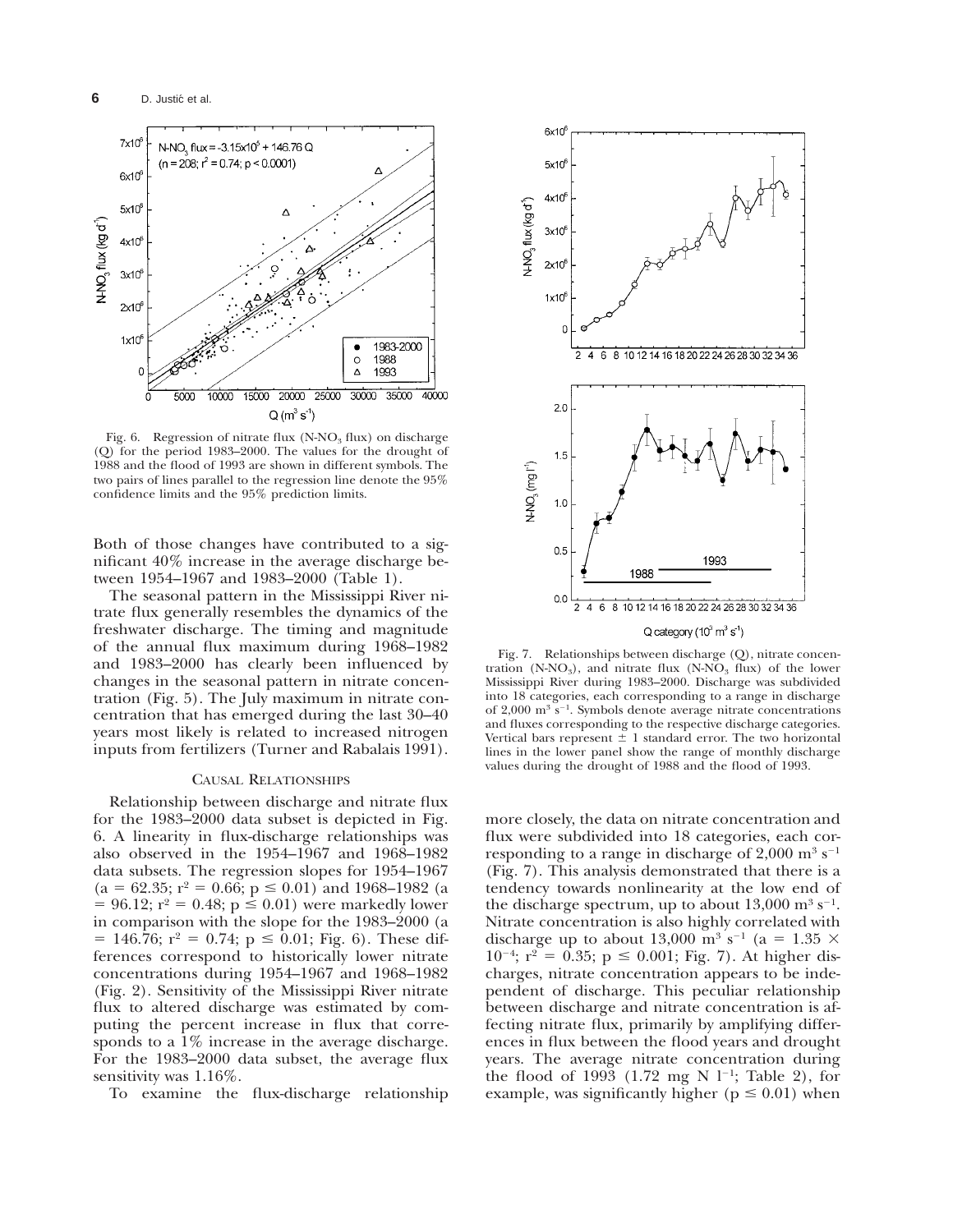Fig. 6. Regression of nitrate flux ($N\text{-}NO_3$ flux) on discharge (Q) for the period 1983–2000. The values for the drought of 1988 and the flood of 1993 are shown in different symbols. The two pairs of lines parallel to the regression line denote the 95% confidence limits and the 95% prediction limits.

Both of those changes have contributed to a significant 40% increase in the average discharge between 1954–1967 and 1983–2000 (Table 1).

The seasonal pattern in the Mississippi River nitrate flux generally resembles the dynamics of the freshwater discharge. The timing and magnitude of the annual flux maximum during 1968–1982 and 1983–2000 has clearly been influenced by changes in the seasonal pattern in nitrate concentration (Fig. 5). The July maximum in nitrate concentration that has emerged during the last 30–40 years most likely is related to increased nitrogen inputs from fertilizers (Turner and Rabalais 1991).

## Causal Relationships

Relationship between discharge and nitrate flux for the 1983–2000 data subset is depicted in Fig. 6. A linearity in flux-discharge relationships was also observed in the 1954–1967 and 1968–1982 data subsets. The regression slopes for 1954–1967 ($a = 62.35$; $r^2 = 0.66$; $p \leq 0.01$) and 1968–1982 ($a = 96.12$; $r^2 = 0.48$; $p \leq 0.01$) were markedly lower in comparison with the slope for the 1983–2000 ($a = 146.76$; $r^2 = 0.74$; $p \leq 0.01$; Fig. 6). These differences correspond to historically lower nitrate concentrations during 1954–1967 and 1968–1982 (Fig. 2). Sensitivity of the Mississippi River nitrate flux to altered discharge was estimated by computing the percent increase in flux that corresponds to a 1% increase in the average discharge. For the 1983–2000 data subset, the average flux sensitivity was 1.16%.

To examine the flux-discharge relationship more closely, the data on nitrate concentration and flux were subdivided into 18 categories, each corresponding to a range in discharge of 2,000 $m^3\ s^{-1}$ (Fig. 7). This analysis demonstrated that there is a tendency towards nonlinearity at the low end of the discharge spectrum, up to about 13,000 $m^3\ s^{-1}$. Nitrate concentration is also highly correlated with discharge up to about 13,000 $m^3\ s^{-1}$ ($a = 1.35 \times 10^{-4}$; $r^2 = 0.35$; $p \leq 0.001$; Fig. 7). At higher discharges, nitrate concentration appears to be independent of discharge. This peculiar relationship between discharge and nitrate concentration is affecting nitrate flux, primarily by amplifying differences in flux between the flood years and drought years. The average nitrate concentration during the flood of 1993 (1.72 mg N $l^{-1}$; Table 2), for example, was significantly higher ($p \leq 0.01$) when

Fig. 7. Relationships between discharge (Q), nitrate concentration ($N\text{-}NO_3$), and nitrate flux ($N\text{-}NO_3$ flux) of the lower Mississippi River during 1983–2000. Discharge was subdivided into 18 categories, each corresponding to a range in discharge of 2,000 $m^3\ s^{-1}$. Symbols denote average nitrate concentrations and fluxes corresponding to the respective discharge categories. Vertical bars represent ± 1 standard error. The two horizontal lines in the lower panel show the range of monthly discharge values during the drought of 1988 and the flood of 1993.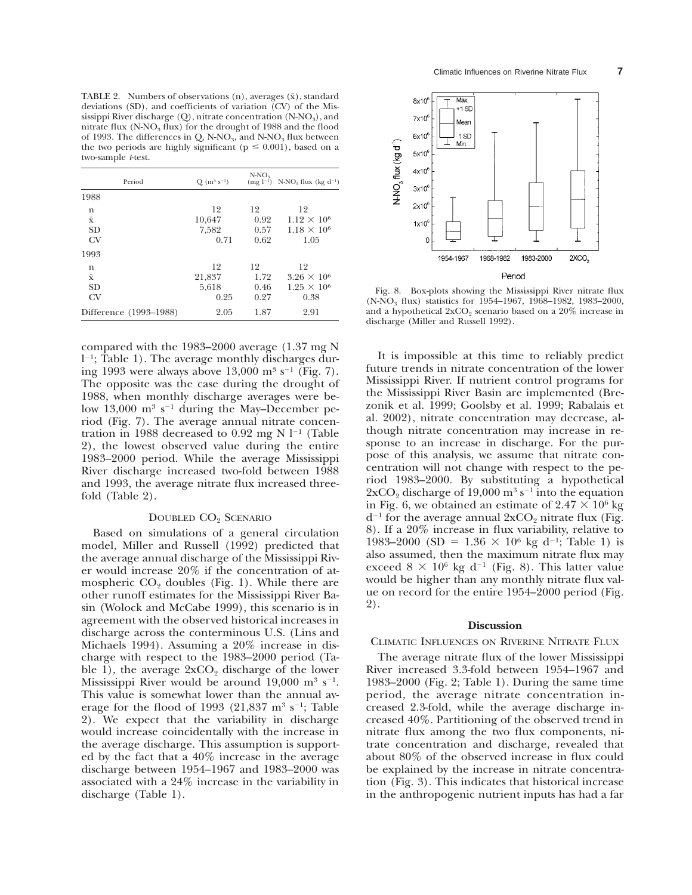TABLE 2. Numbers of observations (n), averages ($\bar{x}$), standard deviations (SD), and coefficients of variation (CV) of the Mississippi River discharge (Q), nitrate concentration (N-$NO_3$), and nitrate flux (N-$NO_3$ flux) for the drought of 1988 and the flood of 1993. The differences in Q, N-$NO_3$, and N-$NO_3$ flux between the two periods are highly significant ($p \leq 0.001$), based on a two-sample *t*-test.

| Period | Q ($m^3$ $s^{-1}$) | N-$NO_3$ (mg $l^{-1}$) | N-$NO_3$ flux (kg $d^{-1}$) |
|---|---|---|---|
| 1988 | | | |
| n | 12 | 12 | 12 |
| $\bar{x}$ | 10,647 | 0.92 | $1.12 \times 10^6$ |
| SD | 7,582 | 0.57 | $1.18 \times 10^6$ |
| CV | 0.71 | 0.62 | 1.05 |
| 1993 | | | |
| n | 12 | 12 | 12 |
| $\bar{x}$ | 21,837 | 1.72 | $3.26 \times 10^6$ |
| SD | 5,618 | 0.46 | $1.25 \times 10^6$ |
| CV | 0.25 | 0.27 | 0.38 |
| Difference (1993–1988) | 2.05 | 1.87 | 2.91 |

compared with the 1983–2000 average (1.37 mg N $l^{-1}$; Table 1). The average monthly discharges during 1993 were always above 13,000 $m^3$ $s^{-1}$ (Fig. 7). The opposite was the case during the drought of 1988, when monthly discharge averages were below 13,000 $m^3$ $s^{-1}$ during the May–December period (Fig. 7). The average annual nitrate concentration in 1988 decreased to 0.92 mg N $l^{-1}$ (Table 2), the lowest observed value during the entire 1983–2000 period. While the average Mississippi River discharge increased two-fold between 1988 and 1993, the average nitrate flux increased three-fold (Table 2).

### Doubled $CO_2$ Scenario

Based on simulations of a general circulation model, Miller and Russell (1992) predicted that the average annual discharge of the Mississippi River would increase 20% if the concentration of atmospheric $CO_2$ doubles (Fig. 1). While there are other runoff estimates for the Mississippi River Basin (Wolock and McCabe 1999), this scenario is in agreement with the observed historical increases in discharge across the conterminous U.S. (Lins and Michaels 1994). Assuming a 20% increase in discharge with respect to the 1983–2000 period (Table 1), the average 2x$CO_2$ discharge of the lower Mississippi River would be around 19,000 $m^3$ $s^{-1}$. This value is somewhat lower than the annual average for the flood of 1993 (21,837 $m^3$ $s^{-1}$; Table 2). We expect that the variability in discharge would increase coincidentally with the increase in the average discharge. This assumption is supported by the fact that a 40% increase in the average discharge between 1954–1967 and 1983–2000 was associated with a 24% increase in the variability in discharge (Table 1).

Fig. 8. Box-plots showing the Mississippi River nitrate flux (N-$NO_3$ flux) statistics for 1954–1967, 1968–1982, 1983–2000, and a hypothetical 2x$CO_2$ scenario based on a 20% increase in discharge (Miller and Russell 1992).

It is impossible at this time to reliably predict future trends in nitrate concentration of the lower Mississippi River. If nutrient control programs for the Mississippi River Basin are implemented (Brezonik et al. 1999; Goolsby et al. 1999; Rabalais et al. 2002), nitrate concentration may decrease, although nitrate concentration may increase in response to an increase in discharge. For the purpose of this analysis, we assume that nitrate concentration will not change with respect to the period 1983–2000. By substituting a hypothetical 2x$CO_2$ discharge of 19,000 $m^3$ $s^{-1}$ into the equation in Fig. 6, we obtained an estimate of $2.47 \times 10^6$ kg $d^{-1}$ for the average annual 2x$CO_2$ nitrate flux (Fig. 8). If a 20% increase in flux variability, relative to 1983–2000 (SD = $1.36 \times 10^6$ kg $d^{-1}$; Table 1) is also assumed, then the maximum nitrate flux may exceed $8 \times 10^6$ kg $d^{-1}$ (Fig. 8). This latter value would be higher than any monthly nitrate flux value on record for the entire 1954–2000 period (Fig. 2).

## Discussion

### Climatic Influences on Riverine Nitrate Flux

The average nitrate flux of the lower Mississippi River increased 3.3-fold between 1954–1967 and 1983–2000 (Fig. 2; Table 1). During the same time period, the average nitrate concentration increased 2.3-fold, while the average discharge increased 40%. Partitioning of the observed trend in nitrate flux among the two flux components, nitrate concentration and discharge, revealed that about 80% of the observed increase in flux could be explained by the increase in nitrate concentration (Fig. 3). This indicates that historical increase in the anthropogenic nutrient inputs has had a far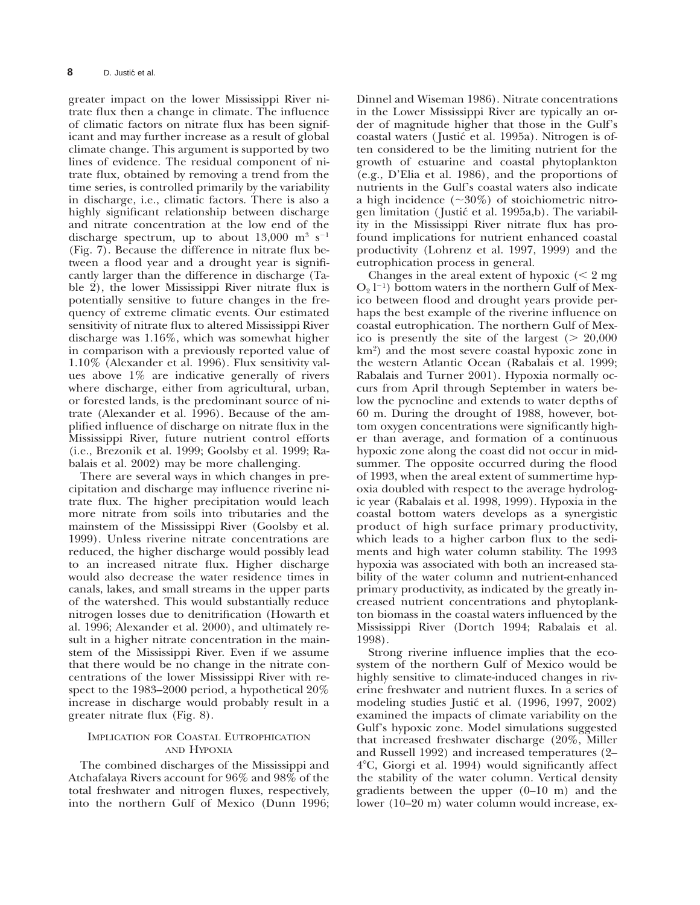greater impact on the lower Mississippi River nitrate flux then a change in climate. The influence of climatic factors on nitrate flux has been significant and may further increase as a result of global climate change. This argument is supported by two lines of evidence. The residual component of nitrate flux, obtained by removing a trend from the time series, is controlled primarily by the variability in discharge, i.e., climatic factors. There is also a highly significant relationship between discharge and nitrate concentration at the low end of the discharge spectrum, up to about 13,000 $m^3$ $s^{-1}$ (Fig. 7). Because the difference in nitrate flux between a flood year and a drought year is significantly larger than the difference in discharge (Table 2), the lower Mississippi River nitrate flux is potentially sensitive to future changes in the frequency of extreme climatic events. Our estimated sensitivity of nitrate flux to altered Mississippi River discharge was 1.16%, which was somewhat higher in comparison with a previously reported value of 1.10% (Alexander et al. 1996). Flux sensitivity values above 1% are indicative generally of rivers where discharge, either from agricultural, urban, or forested lands, is the predominant source of nitrate (Alexander et al. 1996). Because of the amplified influence of discharge on nitrate flux in the Mississippi River, future nutrient control efforts (i.e., Brezonik et al. 1999; Goolsby et al. 1999; Rabalais et al. 2002) may be more challenging.

There are several ways in which changes in precipitation and discharge may influence riverine nitrate flux. The higher precipitation would leach more nitrate from soils into tributaries and the mainstem of the Mississippi River (Goolsby et al. 1999). Unless riverine nitrate concentrations are reduced, the higher discharge would possibly lead to an increased nitrate flux. Higher discharge would also decrease the water residence times in canals, lakes, and small streams in the upper parts of the watershed. This would substantially reduce nitrogen losses due to denitrification (Howarth et al. 1996; Alexander et al. 2000), and ultimately result in a higher nitrate concentration in the mainstem of the Mississippi River. Even if we assume that there would be no change in the nitrate concentrations of the lower Mississippi River with respect to the 1983–2000 period, a hypothetical 20% increase in discharge would probably result in a greater nitrate flux (Fig. 8).

## Implication for Coastal Eutrophication and Hypoxia

The combined discharges of the Mississippi and Atchafalaya Rivers account for 96% and 98% of the total freshwater and nitrogen fluxes, respectively, into the northern Gulf of Mexico (Dunn 1996; Dinnel and Wiseman 1986). Nitrate concentrations in the Lower Mississippi River are typically an order of magnitude higher that those in the Gulf's coastal waters (Justić et al. 1995a). Nitrogen is often considered to be the limiting nutrient for the growth of estuarine and coastal phytoplankton (e.g., D'Elia et al. 1986), and the proportions of nutrients in the Gulf's coastal waters also indicate a high incidence (~30%) of stoichiometric nitrogen limitation (Justić et al. 1995a,b). The variability in the Mississippi River nitrate flux has profound implications for nutrient enhanced coastal productivity (Lohrenz et al. 1997, 1999) and the eutrophication process in general.

Changes in the areal extent of hypoxic (< 2 mg $O_2$ $l^{-1}$) bottom waters in the northern Gulf of Mexico between flood and drought years provide perhaps the best example of the riverine influence on coastal eutrophication. The northern Gulf of Mexico is presently the site of the largest (> 20,000 $km^2$) and the most severe coastal hypoxic zone in the western Atlantic Ocean (Rabalais et al. 1999; Rabalais and Turner 2001). Hypoxia normally occurs from April through September in waters below the pycnocline and extends to water depths of 60 m. During the drought of 1988, however, bottom oxygen concentrations were significantly higher than average, and formation of a continuous hypoxic zone along the coast did not occur in midsummer. The opposite occurred during the flood of 1993, when the areal extent of summertime hypoxia doubled with respect to the average hydrologic year (Rabalais et al. 1998, 1999). Hypoxia in the coastal bottom waters develops as a synergistic product of high surface primary productivity, which leads to a higher carbon flux to the sediments and high water column stability. The 1993 hypoxia was associated with both an increased stability of the water column and nutrient-enhanced primary productivity, as indicated by the greatly increased nutrient concentrations and phytoplankton biomass in the coastal waters influenced by the Mississippi River (Dortch 1994; Rabalais et al. 1998).

Strong riverine influence implies that the ecosystem of the northern Gulf of Mexico would be highly sensitive to climate-induced changes in riverine freshwater and nutrient fluxes. In a series of modeling studies Justić et al. (1996, 1997, 2002) examined the impacts of climate variability on the Gulf's hypoxic zone. Model simulations suggested that increased freshwater discharge (20%, Miller and Russell 1992) and increased temperatures (2–4°C, Giorgi et al. 1994) would significantly affect the stability of the water column. Vertical density gradients between the upper (0–10 m) and the lower (10–20 m) water column would increase, ex-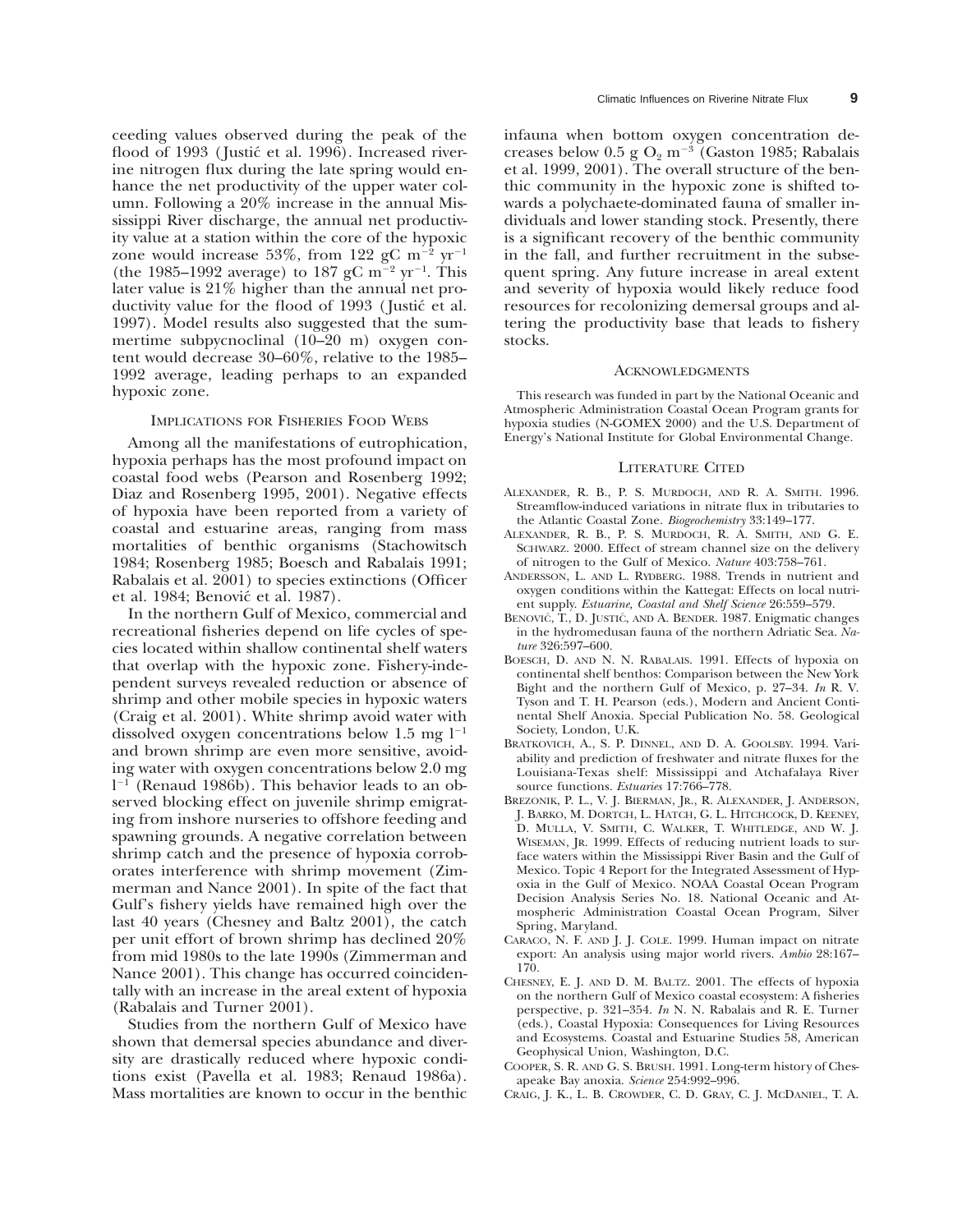ceeding values observed during the peak of the flood of 1993 (Justić et al. 1996). Increased riverine nitrogen flux during the late spring would enhance the net productivity of the upper water column. Following a 20% increase in the annual Mississippi River discharge, the annual net productivity value at a station within the core of the hypoxic zone would increase 53%, from 122 gC $m^{-2}$ $yr^{-1}$ (the 1985–1992 average) to 187 gC $m^{-2}$ $yr^{-1}$. This later value is 21% higher than the annual net productivity value for the flood of 1993 (Justić et al. 1997). Model results also suggested that the summertime subpycnoclinal (10–20 m) oxygen content would decrease 30–60%, relative to the 1985–1992 average, leading perhaps to an expanded hypoxic zone.

## Implications for Fisheries Food Webs

Among all the manifestations of eutrophication, hypoxia perhaps has the most profound impact on coastal food webs (Pearson and Rosenberg 1992; Diaz and Rosenberg 1995, 2001). Negative effects of hypoxia have been reported from a variety of coastal and estuarine areas, ranging from mass mortalities of benthic organisms (Stachowitsch 1984; Rosenberg 1985; Boesch and Rabalais 1991; Rabalais et al. 2001) to species extinctions (Officer et al. 1984; Benović et al. 1987).

In the northern Gulf of Mexico, commercial and recreational fisheries depend on life cycles of species located within shallow continental shelf waters that overlap with the hypoxic zone. Fishery-independent surveys revealed reduction or absence of shrimp and other mobile species in hypoxic waters (Craig et al. 2001). White shrimp avoid water with dissolved oxygen concentrations below 1.5 mg $l^{-1}$ and brown shrimp are even more sensitive, avoiding water with oxygen concentrations below 2.0 mg $l^{-1}$ (Renaud 1986b). This behavior leads to an observed blocking effect on juvenile shrimp emigrating from inshore nurseries to offshore feeding and spawning grounds. A negative correlation between shrimp catch and the presence of hypoxia corroborates interference with shrimp movement (Zimmerman and Nance 2001). In spite of the fact that Gulf's fishery yields have remained high over the last 40 years (Chesney and Baltz 2001), the catch per unit effort of brown shrimp has declined 20% from mid 1980s to the late 1990s (Zimmerman and Nance 2001). This change has occurred coincidentally with an increase in the areal extent of hypoxia (Rabalais and Turner 2001).

Studies from the northern Gulf of Mexico have shown that demersal species abundance and diversity are drastically reduced where hypoxic conditions exist (Pavella et al. 1983; Renaud 1986a). Mass mortalities are known to occur in the benthic infauna when bottom oxygen concentration decreases below 0.5 g $O_2$ $m^{-3}$ (Gaston 1985; Rabalais et al. 1999, 2001). The overall structure of the benthic community in the hypoxic zone is shifted towards a polychaete-dominated fauna of smaller individuals and lower standing stock. Presently, there is a significant recovery of the benthic community in the fall, and further recruitment in the subsequent spring. Any future increase in areal extent and severity of hypoxia would likely reduce food resources for recolonizing demersal groups and altering the productivity base that leads to fishery stocks.

## Acknowledgments

This research was funded in part by the National Oceanic and Atmospheric Administration Coastal Ocean Program grants for hypoxia studies (N-GOMEX 2000) and the U.S. Department of Energy's National Institute for Global Environmental Change.

## Literature Cited

Alexander, R. B., P. S. Murdoch, and R. A. Smith. 1996. Streamflow-induced variations in nitrate flux in tributaries to the Atlantic Coastal Zone. *Biogeochemistry* 33:149–177.

Alexander, R. B., P. S. Murdoch, R. A. Smith, and G. E. Schwarz. 2000. Effect of stream channel size on the delivery of nitrogen to the Gulf of Mexico. *Nature* 403:758–761.

Andersson, L. and L. Rydberg. 1988. Trends in nutrient and oxygen conditions within the Kattegat: Effects on local nutrient supply. *Estuarine, Coastal and Shelf Science* 26:559–579.

Benović, T., D. Justić, and A. Bender. 1987. Enigmatic changes in the hydromedusan fauna of the northern Adriatic Sea. *Nature* 326:597–600.

Boesch, D. and N. N. Rabalais. 1991. Effects of hypoxia on continental shelf benthos: Comparison between the New York Bight and the northern Gulf of Mexico, p. 27–34. *In* R. V. Tyson and T. H. Pearson (eds.), Modern and Ancient Continental Shelf Anoxia. Special Publication No. 58. Geological Society, London, U.K.

Bratkovich, A., S. P. Dinnel, and D. A. Goolsby. 1994. Variability and prediction of freshwater and nitrate fluxes for the Louisiana-Texas shelf: Mississippi and Atchafalaya River source functions. *Estuaries* 17:766–778.

Brezonik, P. L., V. J. Bierman, Jr., R. Alexander, J. Anderson, J. Barko, M. Dortch, L. Hatch, G. L. Hitchcock, D. Keeney, D. Mulla, V. Smith, C. Walker, T. Whitledge, and W. J. Wiseman, Jr. 1999. Effects of reducing nutrient loads to surface waters within the Mississippi River Basin and the Gulf of Mexico. Topic 4 Report for the Integrated Assessment of Hypoxia in the Gulf of Mexico. NOAA Coastal Ocean Program Decision Analysis Series No. 18. National Oceanic and Atmospheric Administration Coastal Ocean Program, Silver Spring, Maryland.

Caraco, N. F. and J. J. Cole. 1999. Human impact on nitrate export: An analysis using major world rivers. *Ambio* 28:167–170.

Chesney, E. J. and D. M. Baltz. 2001. The effects of hypoxia on the northern Gulf of Mexico coastal ecosystem: A fisheries perspective, p. 321–354. *In* N. N. Rabalais and R. E. Turner (eds.), Coastal Hypoxia: Consequences for Living Resources and Ecosystems. Coastal and Estuarine Studies 58, American Geophysical Union, Washington, D.C.

Cooper, S. R. and G. S. Brush. 1991. Long-term history of Chesapeake Bay anoxia. *Science* 254:992–996.

Craig, J. K., L. B. Crowder, C. D. Gray, C. J. McDaniel, T. A.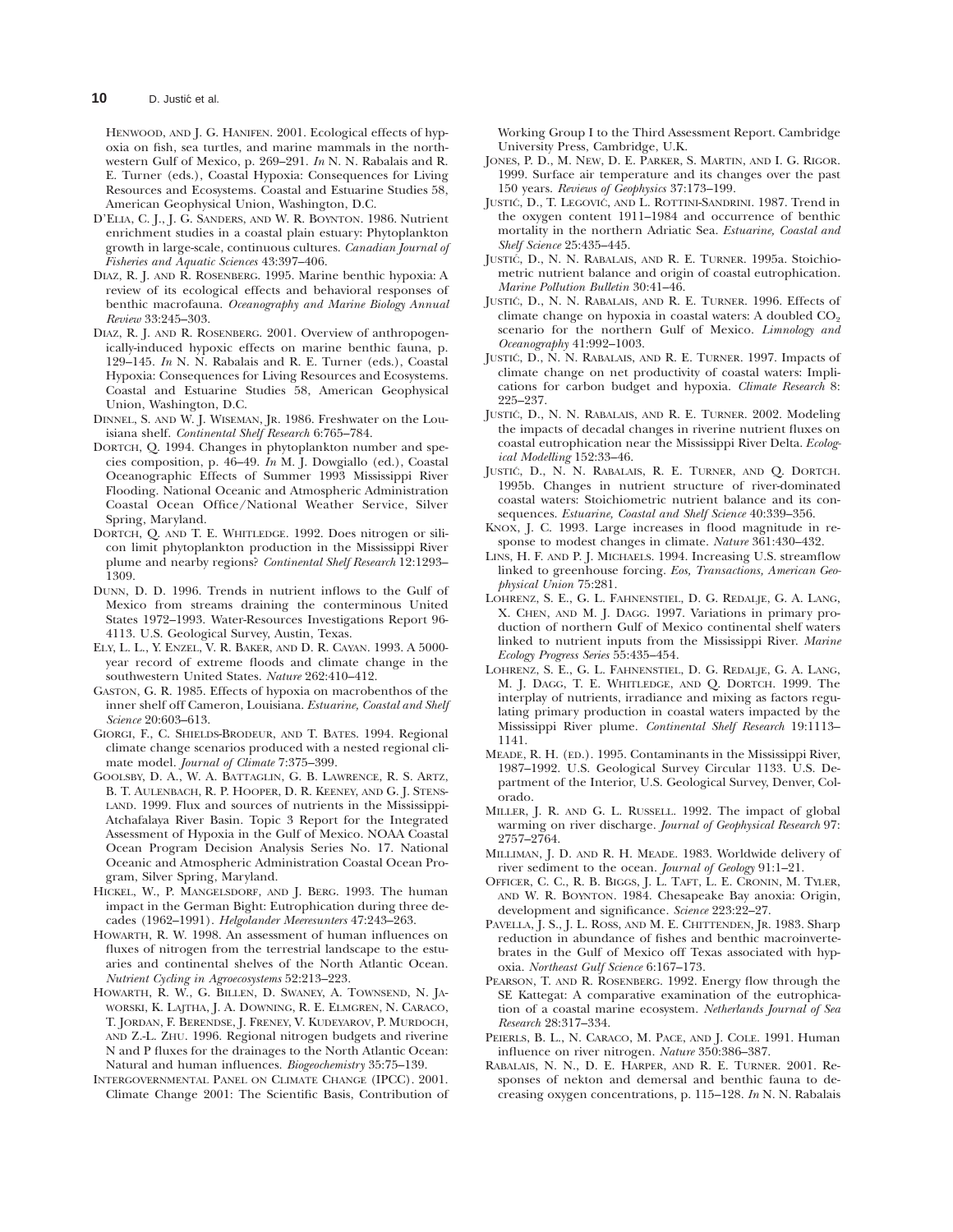Henwood, and J. G. Hanifen. 2001. Ecological effects of hypoxia on fish, sea turtles, and marine mammals in the northwestern Gulf of Mexico, p. 269–291. *In* N. N. Rabalais and R. E. Turner (eds.), Coastal Hypoxia: Consequences for Living Resources and Ecosystems. Coastal and Estuarine Studies 58, American Geophysical Union, Washington, D.C.

D'Elia, C. J., J. G. Sanders, and W. R. Boynton. 1986. Nutrient enrichment studies in a coastal plain estuary: Phytoplankton growth in large-scale, continuous cultures. *Canadian Journal of Fisheries and Aquatic Sciences* 43:397–406.

Diaz, R. J. and R. Rosenberg. 1995. Marine benthic hypoxia: A review of its ecological effects and behavioral responses of benthic macrofauna. *Oceanography and Marine Biology Annual Review* 33:245–303.

Diaz, R. J. and R. Rosenberg. 2001. Overview of anthropogenically-induced hypoxic effects on marine benthic fauna, p. 129–145. *In* N. N. Rabalais and R. E. Turner (eds.), Coastal Hypoxia: Consequences for Living Resources and Ecosystems. Coastal and Estuarine Studies 58, American Geophysical Union, Washington, D.C.

Dinnel, S. and W. J. Wiseman, Jr. 1986. Freshwater on the Louisiana shelf. *Continental Shelf Research* 6:765–784.

Dortch, Q. 1994. Changes in phytoplankton number and species composition, p. 46–49. *In* M. J. Dowgiallo (ed.), Coastal Oceanographic Effects of Summer 1993 Mississippi River Flooding. National Oceanic and Atmospheric Administration Coastal Ocean Office/National Weather Service, Silver Spring, Maryland.

Dortch, Q. and T. E. Whitledge. 1992. Does nitrogen or silicon limit phytoplankton production in the Mississippi River plume and nearby regions? *Continental Shelf Research* 12:1293–1309.

Dunn, D. D. 1996. Trends in nutrient inflows to the Gulf of Mexico from streams draining the conterminous United States 1972–1993. Water-Resources Investigations Report 96-4113. U.S. Geological Survey, Austin, Texas.

Ely, L. L., Y. Enzel, V. R. Baker, and D. R. Cayan. 1993. A 5000-year record of extreme floods and climate change in the southwestern United States. *Nature* 262:410–412.

Gaston, G. R. 1985. Effects of hypoxia on macrobenthos of the inner shelf off Cameron, Louisiana. *Estuarine, Coastal and Shelf Science* 20:603–613.

Giorgi, F., C. Shields-Brodeur, and T. Bates. 1994. Regional climate change scenarios produced with a nested regional climate model. *Journal of Climate* 7:375–399.

Goolsby, D. A., W. A. Battaglin, G. B. Lawrence, R. S. Artz, B. T. Aulenbach, R. P. Hooper, D. R. Keeney, and G. J. Stensland. 1999. Flux and sources of nutrients in the Mississippi-Atchafalaya River Basin. Topic 3 Report for the Integrated Assessment of Hypoxia in the Gulf of Mexico. NOAA Coastal Ocean Program Decision Analysis Series No. 17. National Oceanic and Atmospheric Administration Coastal Ocean Program, Silver Spring, Maryland.

Hickel, W., P. Mangelsdorf, and J. Berg. 1993. The human impact in the German Bight: Eutrophication during three decades (1962–1991). *Helgolander Meeresunters* 47:243–263.

Howarth, R. W. 1998. An assessment of human influences on fluxes of nitrogen from the terrestrial landscape to the estuaries and continental shelves of the North Atlantic Ocean. *Nutrient Cycling in Agroecosystems* 52:213–223.

Howarth, R. W., G. Billen, D. Swaney, A. Townsend, N. Jaworski, K. Lajtha, J. A. Downing, R. E. Elmgren, N. Caraco, T. Jordan, F. Berendse, J. Freney, V. Kudeyarov, P. Murdoch, and Z.-L. Zhu. 1996. Regional nitrogen budgets and riverine N and P fluxes for the drainages to the North Atlantic Ocean: Natural and human influences. *Biogeochemistry* 35:75–139.

Intergovernmental Panel on Climate Change (IPCC). 2001. Climate Change 2001: The Scientific Basis, Contribution of Working Group I to the Third Assessment Report. Cambridge University Press, Cambridge, U.K.

Jones, P. D., M. New, D. E. Parker, S. Martin, and I. G. Rigor. 1999. Surface air temperature and its changes over the past 150 years. *Reviews of Geophysics* 37:173–199.

Justić, D., T. Legović, and L. Rottini-Sandrini. 1987. Trend in the oxygen content 1911–1984 and occurrence of benthic mortality in the northern Adriatic Sea. *Estuarine, Coastal and Shelf Science* 25:435–445.

Justić, D., N. N. Rabalais, and R. E. Turner. 1995a. Stoichiometric nutrient balance and origin of coastal eutrophication. *Marine Pollution Bulletin* 30:41–46.

Justić, D., N. N. Rabalais, and R. E. Turner. 1996. Effects of climate change on hypoxia in coastal waters: A doubled $CO_2$ scenario for the northern Gulf of Mexico. *Limnology and Oceanography* 41:992–1003.

Justić, D., N. N. Rabalais, and R. E. Turner. 1997. Impacts of climate change on net productivity of coastal waters: Implications for carbon budget and hypoxia. *Climate Research* 8: 225–237.

Justić, D., N. N. Rabalais, and R. E. Turner. 2002. Modeling the impacts of decadal changes in riverine nutrient fluxes on coastal eutrophication near the Mississippi River Delta. *Ecological Modelling* 152:33–46.

Justić, D., N. N. Rabalais, R. E. Turner, and Q. Dortch. 1995b. Changes in nutrient structure of river-dominated coastal waters: Stoichiometric nutrient balance and its consequences. *Estuarine, Coastal and Shelf Science* 40:339–356.

Knox, J. C. 1993. Large increases in flood magnitude in response to modest changes in climate. *Nature* 361:430–432.

Lins, H. F. and P. J. Michaels. 1994. Increasing U.S. streamflow linked to greenhouse forcing. *Eos, Transactions, American Geophysical Union* 75:281.

Lohrenz, S. E., G. L. Fahnenstiel, D. G. Redalje, G. A. Lang, X. Chen, and M. J. Dagg. 1997. Variations in primary production of northern Gulf of Mexico continental shelf waters linked to nutrient inputs from the Mississippi River. *Marine Ecology Progress Series* 55:435–454.

Lohrenz, S. E., G. L. Fahnenstiel, D. G. Redalje, G. A. Lang, M. J. Dagg, T. E. Whitledge, and Q. Dortch. 1999. The interplay of nutrients, irradiance and mixing as factors regulating primary production in coastal waters impacted by the Mississippi River plume. *Continental Shelf Research* 19:1113–1141.

Meade, R. H. (ed.). 1995. Contaminants in the Mississippi River, 1987–1992. U.S. Geological Survey Circular 1133. U.S. Department of the Interior, U.S. Geological Survey, Denver, Colorado.

Miller, J. R. and G. L. Russell. 1992. The impact of global warming on river discharge. *Journal of Geophysical Research* 97: 2757–2764.

Milliman, J. D. and R. H. Meade. 1983. Worldwide delivery of river sediment to the ocean. *Journal of Geology* 91:1–21.

Officer, C. C., R. B. Biggs, J. L. Taft, L. E. Cronin, M. Tyler, and W. R. Boynton. 1984. Chesapeake Bay anoxia: Origin, development and significance. *Science* 223:22–27.

Pavella, J. S., J. L. Ross, and M. E. Chittenden, Jr. 1983. Sharp reduction in abundance of fishes and benthic macroinvertebrates in the Gulf of Mexico off Texas associated with hypoxia. *Northeast Gulf Science* 6:167–173.

Pearson, T. and R. Rosenberg. 1992. Energy flow through the SE Kattegat: A comparative examination of the eutrophication of a coastal marine ecosystem. *Netherlands Journal of Sea Research* 28:317–334.

Peierls, B. L., N. Caraco, M. Pace, and J. Cole. 1991. Human influence on river nitrogen. *Nature* 350:386–387.

Rabalais, N. N., D. E. Harper, and R. E. Turner. 2001. Responses of nekton and demersal and benthic fauna to decreasing oxygen concentrations, p. 115–128. *In* N. N. Rabalais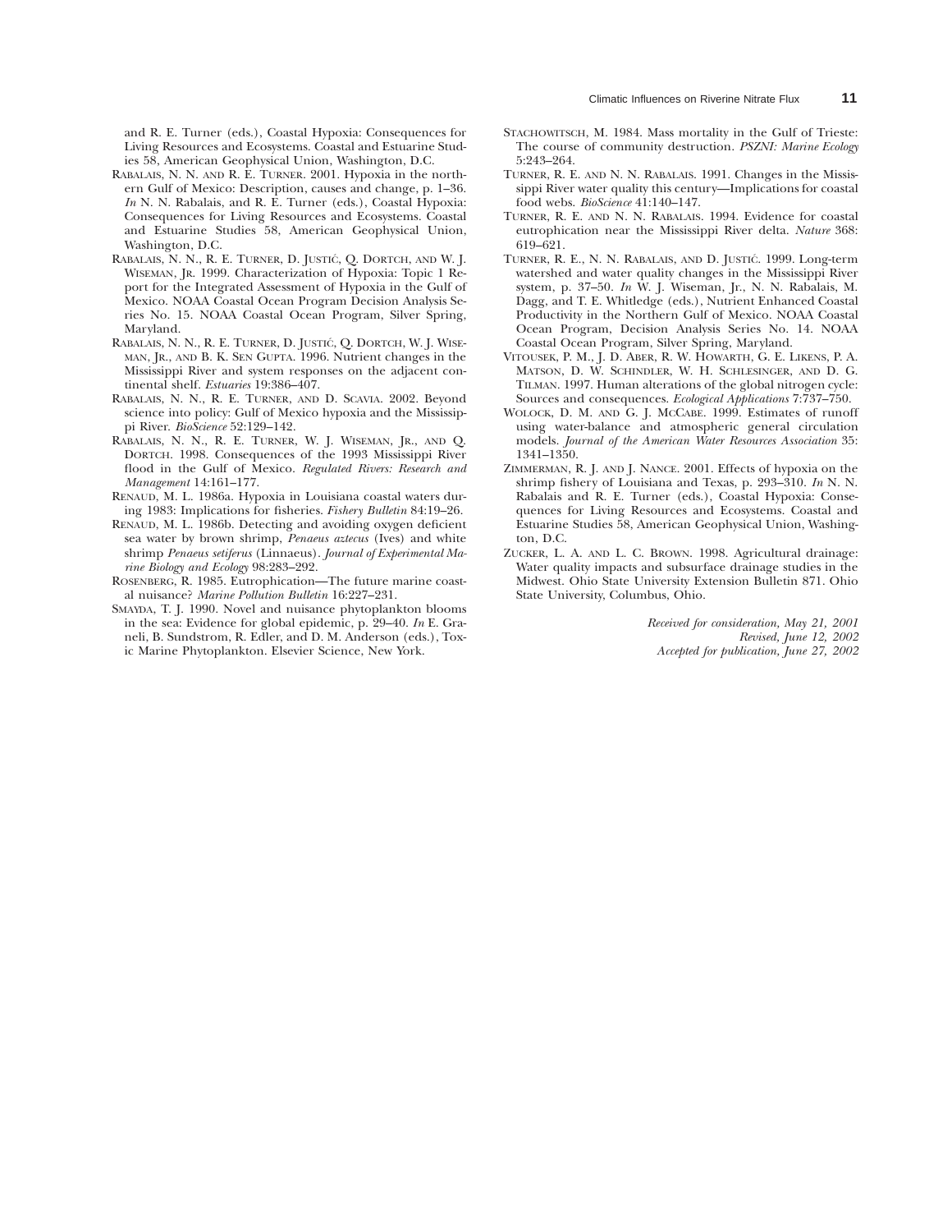and R. E. Turner (eds.), Coastal Hypoxia: Consequences for Living Resources and Ecosystems. Coastal and Estuarine Studies 58, American Geophysical Union, Washington, D.C.

RABALAIS, N. N. AND R. E. TURNER. 2001. Hypoxia in the northern Gulf of Mexico: Description, causes and change, p. 1–36. *In* N. N. Rabalais, and R. E. Turner (eds.), Coastal Hypoxia: Consequences for Living Resources and Ecosystems. Coastal and Estuarine Studies 58, American Geophysical Union, Washington, D.C.

RABALAIS, N. N., R. E. TURNER, D. JUSTIĆ, Q. DORTCH, AND W. J. WISEMAN, JR. 1999. Characterization of Hypoxia: Topic 1 Report for the Integrated Assessment of Hypoxia in the Gulf of Mexico. NOAA Coastal Ocean Program Decision Analysis Series No. 15. NOAA Coastal Ocean Program, Silver Spring, Maryland.

RABALAIS, N. N., R. E. TURNER, D. JUSTIĆ, Q. DORTCH, W. J. WISEMAN, JR., AND B. K. SEN GUPTA. 1996. Nutrient changes in the Mississippi River and system responses on the adjacent continental shelf. *Estuaries* 19:386–407.

RABALAIS, N. N., R. E. TURNER, AND D. SCAVIA. 2002. Beyond science into policy: Gulf of Mexico hypoxia and the Mississippi River. *BioScience* 52:129–142.

RABALAIS, N. N., R. E. TURNER, W. J. WISEMAN, JR., AND Q. DORTCH. 1998. Consequences of the 1993 Mississippi River flood in the Gulf of Mexico. *Regulated Rivers: Research and Management* 14:161–177.

RENAUD, M. L. 1986a. Hypoxia in Louisiana coastal waters during 1983: Implications for fisheries. *Fishery Bulletin* 84:19–26.

RENAUD, M. L. 1986b. Detecting and avoiding oxygen deficient sea water by brown shrimp, *Penaeus aztecus* (Ives) and white shrimp *Penaeus setiferus* (Linnaeus). *Journal of Experimental Marine Biology and Ecology* 98:283–292.

ROSENBERG, R. 1985. Eutrophication—The future marine coastal nuisance? *Marine Pollution Bulletin* 16:227–231.

SMAYDA, T. J. 1990. Novel and nuisance phytoplankton blooms in the sea: Evidence for global epidemic, p. 29–40. *In* E. Graneli, B. Sundstrom, R. Edler, and D. M. Anderson (eds.), Toxic Marine Phytoplankton. Elsevier Science, New York.

STACHOWITSCH, M. 1984. Mass mortality in the Gulf of Trieste: The course of community destruction. *PSZNI: Marine Ecology* 5:243–264.

TURNER, R. E. AND N. N. RABALAIS. 1991. Changes in the Mississippi River water quality this century—Implications for coastal food webs. *BioScience* 41:140–147.

TURNER, R. E. AND N. N. RABALAIS. 1994. Evidence for coastal eutrophication near the Mississippi River delta. *Nature* 368: 619–621.

TURNER, R. E., N. N. RABALAIS, AND D. JUSTIĆ. 1999. Long-term watershed and water quality changes in the Mississippi River system, p. 37–50. *In* W. J. Wiseman, Jr., N. N. Rabalais, M. Dagg, and T. E. Whitledge (eds.), Nutrient Enhanced Coastal Productivity in the Northern Gulf of Mexico. NOAA Coastal Ocean Program, Decision Analysis Series No. 14. NOAA Coastal Ocean Program, Silver Spring, Maryland.

VITOUSEK, P. M., J. D. ABER, R. W. HOWARTH, G. E. LIKENS, P. A. MATSON, D. W. SCHINDLER, W. H. SCHLESINGER, AND D. G. TILMAN. 1997. Human alterations of the global nitrogen cycle: Sources and consequences. *Ecological Applications* 7:737–750.

WOLOCK, D. M. AND G. J. MCCABE. 1999. Estimates of runoff using water-balance and atmospheric general circulation models. *Journal of the American Water Resources Association* 35: 1341–1350.

ZIMMERMAN, R. J. AND J. NANCE. 2001. Effects of hypoxia on the shrimp fishery of Louisiana and Texas, p. 293–310. *In* N. N. Rabalais and R. E. Turner (eds.), Coastal Hypoxia: Consequences for Living Resources and Ecosystems. Coastal and Estuarine Studies 58, American Geophysical Union, Washington, D.C.

ZUCKER, L. A. AND L. C. BROWN. 1998. Agricultural drainage: Water quality impacts and subsurface drainage studies in the Midwest. Ohio State University Extension Bulletin 871. Ohio State University, Columbus, Ohio.

*Received for consideration, May 21, 2001*
*Revised, June 12, 2002*
*Accepted for publication, June 27, 2002*